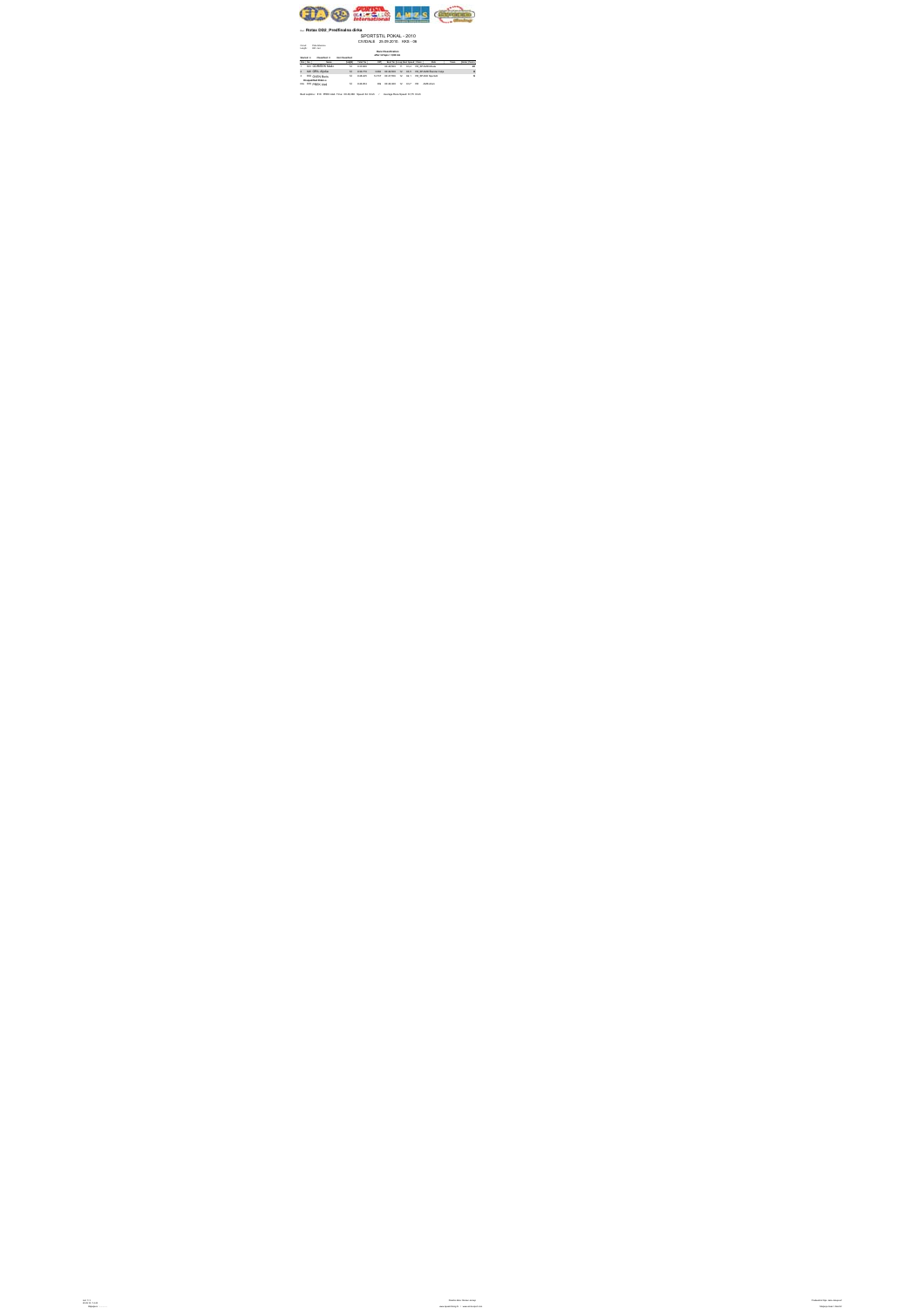# Rotax DD2_Predfinalna dirka

SPORTSTIL POKAL - 2010

CIVIDALE 25.09.2010 KKS - 06

Race Classification

| Pos | No | Name | Laps | Total Time | Gap | Best Tm | In Lap | Best Speed | Class | Team |
|---|---|---|---|---|---|---|---|---|---|---|
| 1 | 421 | GOREDNIK Marko | 12 | 11:22.653 | | 00:55.920 | 12 | 82.0 | ... | |
| 2 | 400 | ORAL Aljosa | 12 | 11:22.777 | 0.124 | 00:55.953 | 12 | 81.9 | ... | |
| 3 | 384 | CVEK Boris | 12 | 11:36.623 | 13.970 | 00:57.063 | 12 | 80.3 | ... | |
| | | Disqualified drivers | | | | | | | | |
| DQ | 399 | PREDC Cyril | 12 | 11:22.653 | DQ | 00:56.339 | 12 | 81.4 | DQ | |

Best lap/time: 421 ... 00:55.920 ... Average Race Speed: ...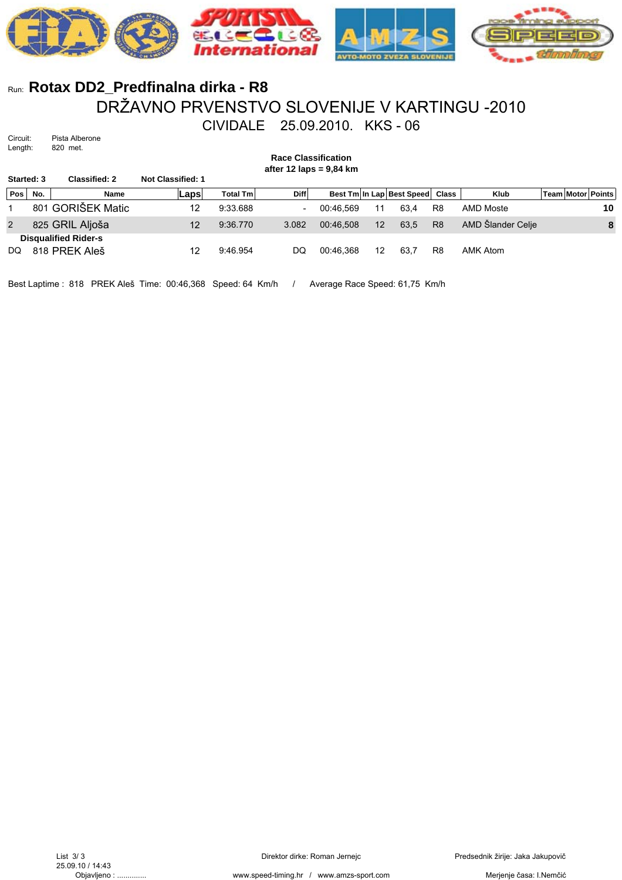Run: **Rotax DD2_Predfinalna dirka - R8**

# DRŽAVNO PRVENSTVO SLOVENIJE V KARTINGU -2010

## CIVIDALE 25.09.2010. KKS - 06

Circuit: Pista Alberone
Length: 820 met.

**Race Classification**
**after 12 laps = 9,84 km**

**Started: 3** **Classified: 2** **Not Classified: 1**

| Pos | No. | Name | Laps | Total Tm | Diff | Best Tm | In Lap | Best Speed | Class | Klub | Team | Motor | Points |
|---|---|---|---|---|---|---|---|---|---|---|---|---|---|
| 1 | 801 | GORIŠEK Matic | 12 | 9:33.688 | - | 00:46,569 | 11 | 63,4 | R8 | AMD Moste | | | 10 |
| 2 | 825 | GRIL Aljoša | 12 | 9:36.770 | 3.082 | 00:46,508 | 12 | 63,5 | R8 | AMD Šlander Celje | | | 8 |
| | **Disqualified Rider-s** | | | | | | | | | | | | |
| DQ | 818 | PREK Aleš | 12 | 9:46.954 | DQ | 00:46,368 | 12 | 63,7 | R8 | AMK Atom | | | |

Best Laptime : 818 PREK Aleš Time: 00:46,368 Speed: 64 Km/h / Average Race Speed: 61,75 Km/h

List 3/ 3
25.09.10 / 14:43
Objavljeno : .............

Direktor dirke: Roman Jernejc

Predsednik žirije: Jaka Jakupovič

Merjenje časa: I.Nemčić

www.speed-timing.hr / www.amzs-sport.com